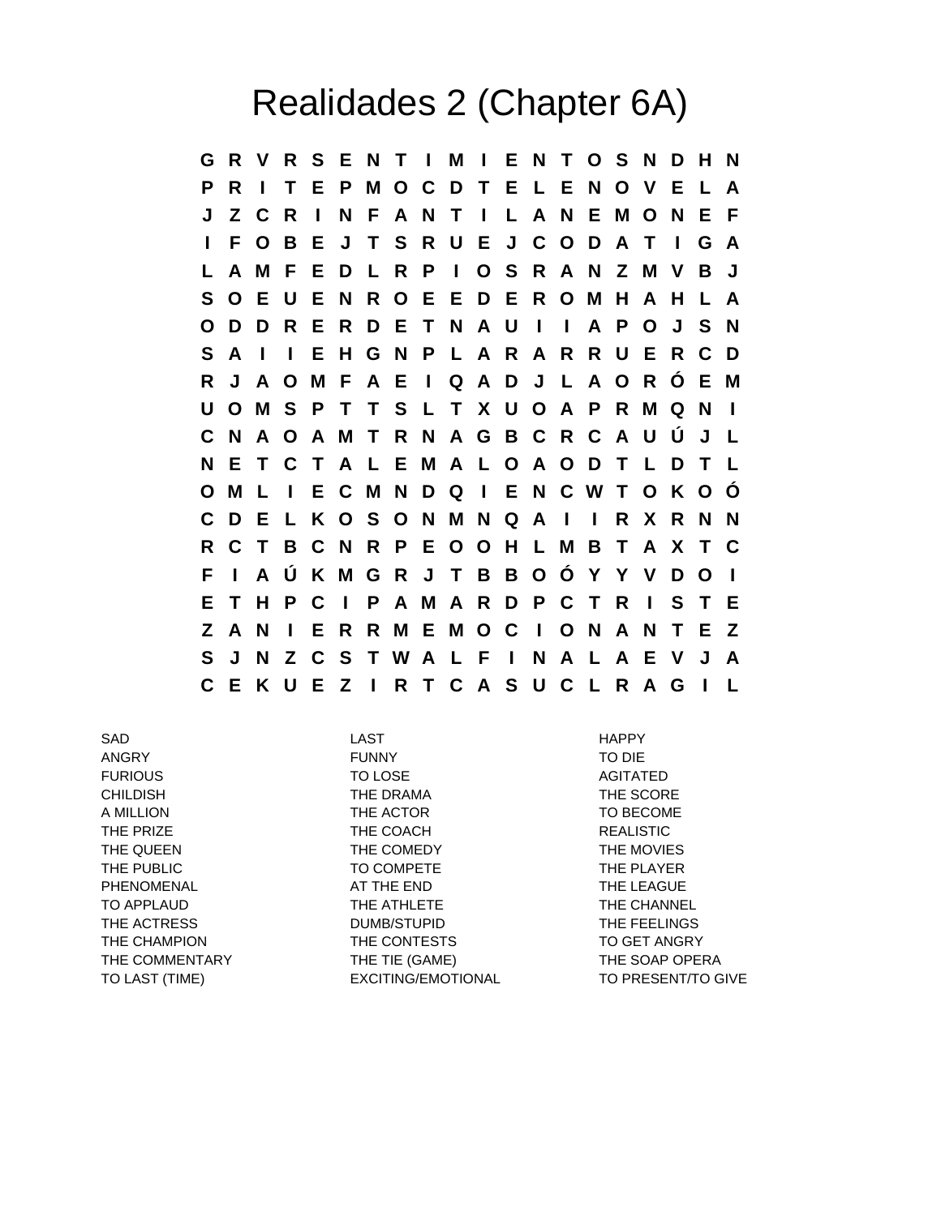# Realidades 2 (Chapter 6A)

```
G R V R S E N T I M I E N T O S N D H N
P R I T E P M O C D T E L E N O V E L A
J Z C R I N F A N T I L A N E M O N E F
I F O B E J T S R U E J C O D A T I G A
L A M F E D L R P I O S R A N Z M V B J
S O E U E N R O E E D E R O M H A H L A
O D D R E R D E T N A U I I A P O J S N
S A I I E H G N P L A R A R R U E R C D
R J A O M F A E I Q A D J L A O R Ó E M
U O M S P T T S L T X U O A P R M Q N I
C N A O A M T R N A G B C R C A U Ú J L
N E T C T A L E M A L O A O D T L D T L
O M L I E C M N D Q I E N C W T O K O Ó
C D E L K O S O N M N Q A I I R X R N N
R C T B C N R P E O O H L M B T A X T C
F I A Ú K M G R J T B B O Ó Y Y V D O I
E T H P C I P A M A R D P C T R I S T E
Z A N I E R R M E M O C I O N A N T E Z
S J N Z C S T W A L F I N A L A E V J A
C E K U E Z I R T C A S U C L R A G I L
```

| | | |
|---|---|---|
| SAD | LAST | HAPPY |
| ANGRY | FUNNY | TO DIE |
| FURIOUS | TO LOSE | AGITATED |
| CHILDISH | THE DRAMA | THE SCORE |
| A MILLION | THE ACTOR | TO BECOME |
| THE PRIZE | THE COACH | REALISTIC |
| THE QUEEN | THE COMEDY | THE MOVIES |
| THE PUBLIC | TO COMPETE | THE PLAYER |
| PHENOMENAL | AT THE END | THE LEAGUE |
| TO APPLAUD | THE ATHLETE | THE CHANNEL |
| THE ACTRESS | DUMB/STUPID | THE FEELINGS |
| THE CHAMPION | THE CONTESTS | TO GET ANGRY |
| THE COMMENTARY | THE TIE (GAME) | THE SOAP OPERA |
| TO LAST (TIME) | EXCITING/EMOTIONAL | TO PRESENT/TO GIVE |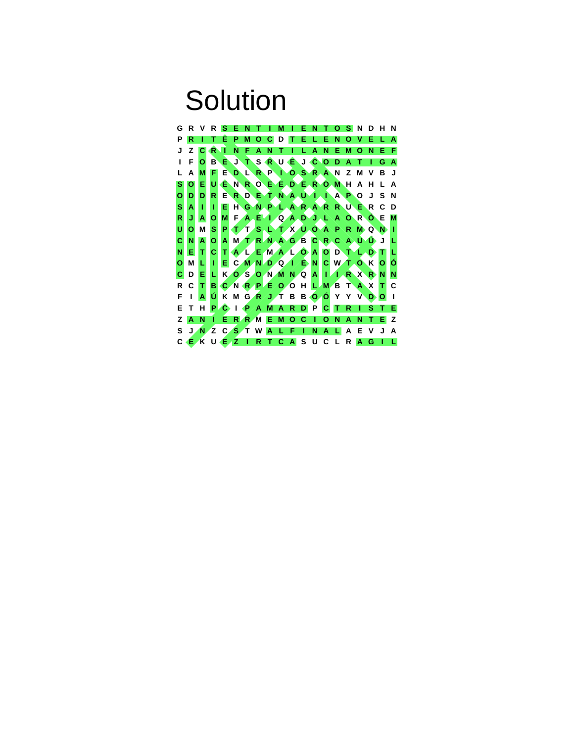# Solution

| | | | | | | | | | | | | | | | | | | | |
|---|---|---|---|---|---|---|---|---|---|---|---|---|---|---|---|---|---|---|---|
| G | R | V | R | S | E | N | T | I | M | I | E | N | T | O | S | N | D | H | N |
| P | R | I | T | É | P | M | O | C | D | T | E | L | E | N | O | V | E | L | A |
| J | Z | C | R | I | N | F | A | N | T | I | L | A | N | E | M | O | N | E | F |
| I | F | O | B | E | J | T | S | R | U | E | J | C | O | D | A | T | I | G | A |
| L | A | M | F | E | D | L | R | P | I | O | S | R | A | N | Z | M | V | B | J |
| S | O | E | U | E | N | R | O | E | E | D | E | R | O | M | H | A | H | L | A |
| O | D | D | R | E | R | D | E | T | N | A | U | I | I | A | P | O | J | S | N |
| S | A | I | I | E | H | G | N | P | L | A | R | A | R | R | U | E | R | C | D |
| R | J | A | O | M | F | A | E | I | Q | A | D | J | L | A | O | R | Ó | E | M |
| U | O | M | S | P | T | T | S | L | T | X | U | O | A | P | R | M | Q | N | I |
| C | N | A | O | A | M | T | R | N | A | G | B | C | R | C | A | U | Ú | J | L |
| N | E | T | C | T | A | L | E | M | A | L | O | A | O | D | T | L | D | T | L |
| O | M | L | I | E | C | M | N | D | Q | I | E | N | C | W | T | O | K | O | Ó |
| C | D | E | L | K | O | S | O | N | M | N | Q | A | I | I | R | X | R | N | N |
| R | C | T | B | C | N | R | P | E | O | O | H | L | M | B | T | A | X | T | C |
| F | I | A | Ú | K | M | G | R | J | T | B | B | O | Ó | Y | Y | V | D | O | I |
| E | T | H | P | C | I | P | A | M | A | R | D | P | C | T | R | I | S | T | E |
| Z | A | N | I | E | R | R | M | E | M | O | C | I | O | N | A | N | T | E | Z |
| S | J | N | Z | C | S | T | W | A | L | F | I | N | A | L | A | E | V | J | A |
| C | E | K | U | E | Z | I | R | T | C | A | S | U | C | L | R | A | G | I | L |